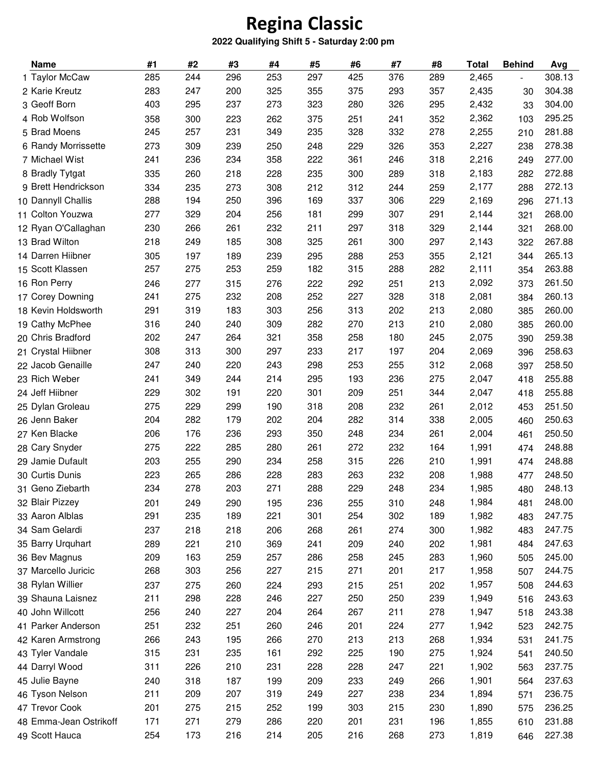# Regina Classic

**2022 Qualifying Shift 5 - Saturday 2:00 pm**

| | Name | #1 | #2 | #3 | #4 | #5 | #6 | #7 | #8 | Total | Behind | Avg |
|---|---|---|---|---|---|---|---|---|---|---|---|---|
| 1 | Taylor McCaw | 285 | 244 | 296 | 253 | 297 | 425 | 376 | 289 | 2,465 | - | 308.13 |
| 2 | Karie Kreutz | 283 | 247 | 200 | 325 | 355 | 375 | 293 | 357 | 2,435 | 30 | 304.38 |
| 3 | Geoff Born | 403 | 295 | 237 | 273 | 323 | 280 | 326 | 295 | 2,432 | 33 | 304.00 |
| 4 | Rob Wolfson | 358 | 300 | 223 | 262 | 375 | 251 | 241 | 352 | 2,362 | 103 | 295.25 |
| 5 | Brad Moens | 245 | 257 | 231 | 349 | 235 | 328 | 332 | 278 | 2,255 | 210 | 281.88 |
| 6 | Randy Morrissette | 273 | 309 | 239 | 250 | 248 | 229 | 326 | 353 | 2,227 | 238 | 278.38 |
| 7 | Michael Wist | 241 | 236 | 234 | 358 | 222 | 361 | 246 | 318 | 2,216 | 249 | 277.00 |
| 8 | Bradly Tytgat | 335 | 260 | 218 | 228 | 235 | 300 | 289 | 318 | 2,183 | 282 | 272.88 |
| 9 | Brett Hendrickson | 334 | 235 | 273 | 308 | 212 | 312 | 244 | 259 | 2,177 | 288 | 272.13 |
| 10 | Dannyll Challis | 288 | 194 | 250 | 396 | 169 | 337 | 306 | 229 | 2,169 | 296 | 271.13 |
| 11 | Colton Youzwa | 277 | 329 | 204 | 256 | 181 | 299 | 307 | 291 | 2,144 | 321 | 268.00 |
| 12 | Ryan O'Callaghan | 230 | 266 | 261 | 232 | 211 | 297 | 318 | 329 | 2,144 | 321 | 268.00 |
| 13 | Brad Wilton | 218 | 249 | 185 | 308 | 325 | 261 | 300 | 297 | 2,143 | 322 | 267.88 |
| 14 | Darren Hiibner | 305 | 197 | 189 | 239 | 295 | 288 | 253 | 355 | 2,121 | 344 | 265.13 |
| 15 | Scott Klassen | 257 | 275 | 253 | 259 | 182 | 315 | 288 | 282 | 2,111 | 354 | 263.88 |
| 16 | Ron Perry | 246 | 277 | 315 | 276 | 222 | 292 | 251 | 213 | 2,092 | 373 | 261.50 |
| 17 | Corey Downing | 241 | 275 | 232 | 208 | 252 | 227 | 328 | 318 | 2,081 | 384 | 260.13 |
| 18 | Kevin Holdsworth | 291 | 319 | 183 | 303 | 256 | 313 | 202 | 213 | 2,080 | 385 | 260.00 |
| 19 | Cathy McPhee | 316 | 240 | 240 | 309 | 282 | 270 | 213 | 210 | 2,080 | 385 | 260.00 |
| 20 | Chris Bradford | 202 | 247 | 264 | 321 | 358 | 258 | 180 | 245 | 2,075 | 390 | 259.38 |
| 21 | Crystal Hiibner | 308 | 313 | 300 | 297 | 233 | 217 | 197 | 204 | 2,069 | 396 | 258.63 |
| 22 | Jacob Genaille | 247 | 240 | 220 | 243 | 298 | 253 | 255 | 312 | 2,068 | 397 | 258.50 |
| 23 | Rich Weber | 241 | 349 | 244 | 214 | 295 | 193 | 236 | 275 | 2,047 | 418 | 255.88 |
| 24 | Jeff Hiibner | 229 | 302 | 191 | 220 | 301 | 209 | 251 | 344 | 2,047 | 418 | 255.88 |
| 25 | Dylan Groleau | 275 | 229 | 299 | 190 | 318 | 208 | 232 | 261 | 2,012 | 453 | 251.50 |
| 26 | Jenn Baker | 204 | 282 | 179 | 202 | 204 | 282 | 314 | 338 | 2,005 | 460 | 250.63 |
| 27 | Ken Blacke | 206 | 176 | 236 | 293 | 350 | 248 | 234 | 261 | 2,004 | 461 | 250.50 |
| 28 | Cary Snyder | 275 | 222 | 285 | 280 | 261 | 272 | 232 | 164 | 1,991 | 474 | 248.88 |
| 29 | Jamie Dufault | 203 | 255 | 290 | 234 | 258 | 315 | 226 | 210 | 1,991 | 474 | 248.88 |
| 30 | Curtis Dunis | 223 | 265 | 286 | 228 | 283 | 263 | 232 | 208 | 1,988 | 477 | 248.50 |
| 31 | Geno Ziebarth | 234 | 278 | 203 | 271 | 288 | 229 | 248 | 234 | 1,985 | 480 | 248.13 |
| 32 | Blair Pizzey | 201 | 249 | 290 | 195 | 236 | 255 | 310 | 248 | 1,984 | 481 | 248.00 |
| 33 | Aaron Alblas | 291 | 235 | 189 | 221 | 301 | 254 | 302 | 189 | 1,982 | 483 | 247.75 |
| 34 | Sam Gelardi | 237 | 218 | 218 | 206 | 268 | 261 | 274 | 300 | 1,982 | 483 | 247.75 |
| 35 | Barry Urquhart | 289 | 221 | 210 | 369 | 241 | 209 | 240 | 202 | 1,981 | 484 | 247.63 |
| 36 | Bev Magnus | 209 | 163 | 259 | 257 | 286 | 258 | 245 | 283 | 1,960 | 505 | 245.00 |
| 37 | Marcello Juricic | 268 | 303 | 256 | 227 | 215 | 271 | 201 | 217 | 1,958 | 507 | 244.75 |
| 38 | Rylan Willier | 237 | 275 | 260 | 224 | 293 | 215 | 251 | 202 | 1,957 | 508 | 244.63 |
| 39 | Shauna Laisnez | 211 | 298 | 228 | 246 | 227 | 250 | 250 | 239 | 1,949 | 516 | 243.63 |
| 40 | John Willcott | 256 | 240 | 227 | 204 | 264 | 267 | 211 | 278 | 1,947 | 518 | 243.38 |
| 41 | Parker Anderson | 251 | 232 | 251 | 260 | 246 | 201 | 224 | 277 | 1,942 | 523 | 242.75 |
| 42 | Karen Armstrong | 266 | 243 | 195 | 266 | 270 | 213 | 213 | 268 | 1,934 | 531 | 241.75 |
| 43 | Tyler Vandale | 315 | 231 | 235 | 161 | 292 | 225 | 190 | 275 | 1,924 | 541 | 240.50 |
| 44 | Darryl Wood | 311 | 226 | 210 | 231 | 228 | 228 | 247 | 221 | 1,902 | 563 | 237.75 |
| 45 | Julie Bayne | 240 | 318 | 187 | 199 | 209 | 233 | 249 | 266 | 1,901 | 564 | 237.63 |
| 46 | Tyson Nelson | 211 | 209 | 207 | 319 | 249 | 227 | 238 | 234 | 1,894 | 571 | 236.75 |
| 47 | Trevor Cook | 201 | 275 | 215 | 252 | 199 | 303 | 215 | 230 | 1,890 | 575 | 236.25 |
| 48 | Emma-Jean Ostrikoff | 171 | 271 | 279 | 286 | 220 | 201 | 231 | 196 | 1,855 | 610 | 231.88 |
| 49 | Scott Hauca | 254 | 173 | 216 | 214 | 205 | 216 | 268 | 273 | 1,819 | 646 | 227.38 |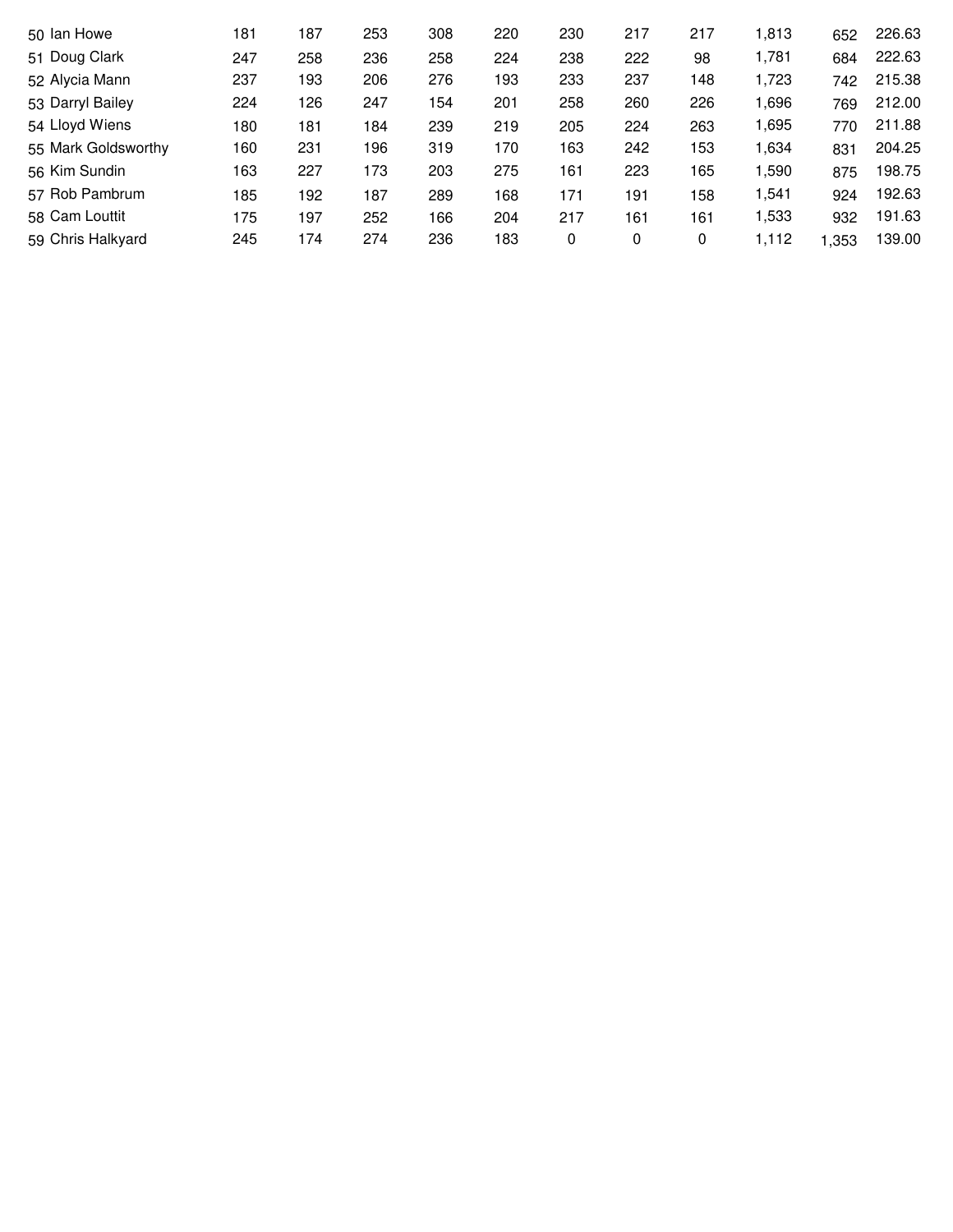| | | | | | | | | | | | | |
|---|---|---|---|---|---|---|---|---|---|---|---|---|
| 50 | Ian Howe | 181 | 187 | 253 | 308 | 220 | 230 | 217 | 217 | 1,813 | 652 | 226.63 |
| 51 | Doug Clark | 247 | 258 | 236 | 258 | 224 | 238 | 222 | 98 | 1,781 | 684 | 222.63 |
| 52 | Alycia Mann | 237 | 193 | 206 | 276 | 193 | 233 | 237 | 148 | 1,723 | 742 | 215.38 |
| 53 | Darryl Bailey | 224 | 126 | 247 | 154 | 201 | 258 | 260 | 226 | 1,696 | 769 | 212.00 |
| 54 | Lloyd Wiens | 180 | 181 | 184 | 239 | 219 | 205 | 224 | 263 | 1,695 | 770 | 211.88 |
| 55 | Mark Goldsworthy | 160 | 231 | 196 | 319 | 170 | 163 | 242 | 153 | 1,634 | 831 | 204.25 |
| 56 | Kim Sundin | 163 | 227 | 173 | 203 | 275 | 161 | 223 | 165 | 1,590 | 875 | 198.75 |
| 57 | Rob Pambrum | 185 | 192 | 187 | 289 | 168 | 171 | 191 | 158 | 1,541 | 924 | 192.63 |
| 58 | Cam Louttit | 175 | 197 | 252 | 166 | 204 | 217 | 161 | 161 | 1,533 | 932 | 191.63 |
| 59 | Chris Halkyard | 245 | 174 | 274 | 236 | 183 | 0 | 0 | 0 | 1,112 | 1,353 | 139.00 |